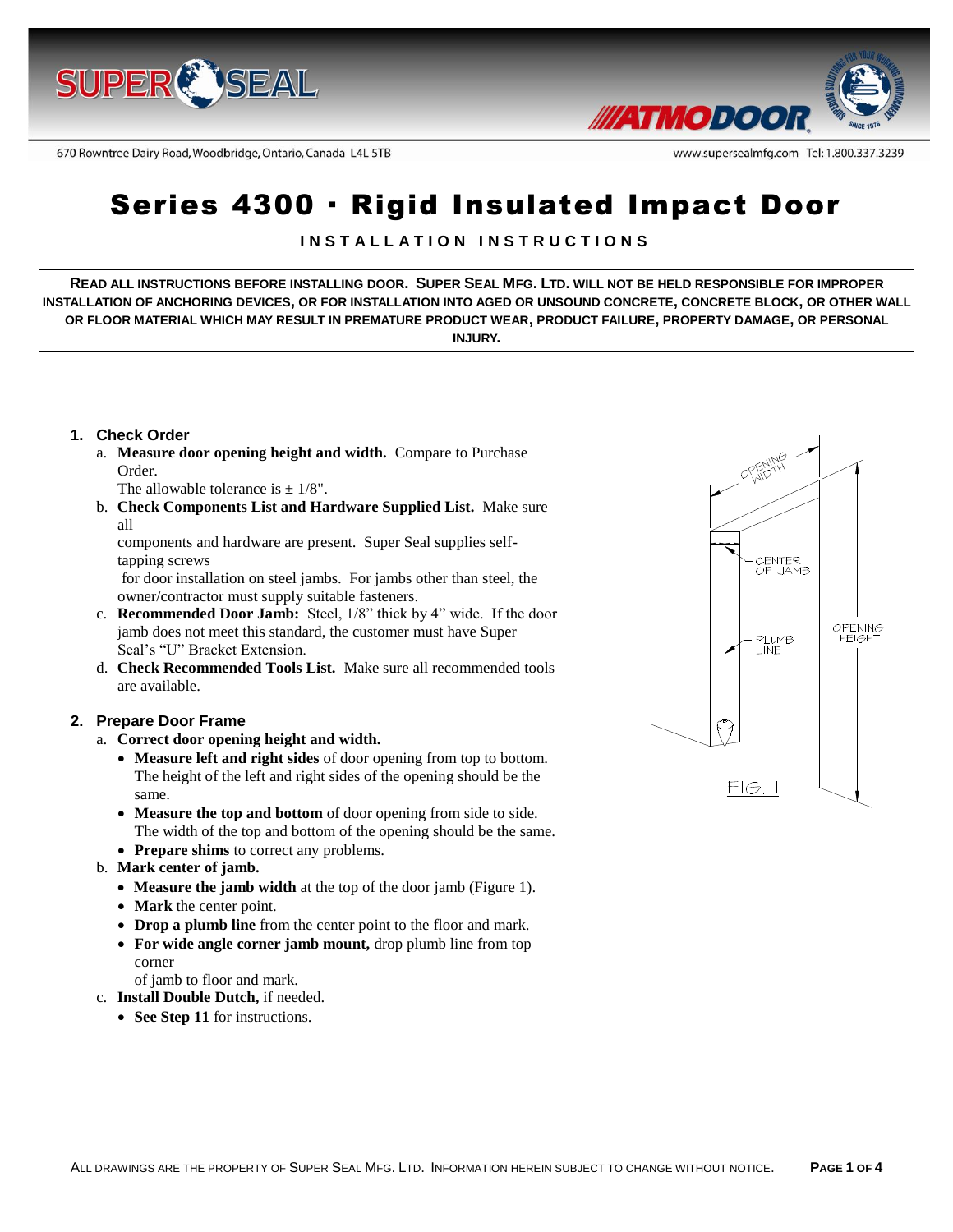670 Rowntree Dairy Road, Woodbridge, Ontario, Canada L4L 5TB

www.supersealmfg.com Tel: 1.800.337.3239

# Series 4300 · Rigid Insulated Impact Door

**INSTALLATION INSTRUCTIONS**

**READ ALL INSTRUCTIONS BEFORE INSTALLING DOOR. SUPER SEAL MFG. LTD. WILL NOT BE HELD RESPONSIBLE FOR IMPROPER INSTALLATION OF ANCHORING DEVICES, OR FOR INSTALLATION INTO AGED OR UNSOUND CONCRETE, CONCRETE BLOCK, OR OTHER WALL OR FLOOR MATERIAL WHICH MAY RESULT IN PREMATURE PRODUCT WEAR, PRODUCT FAILURE, PROPERTY DAMAGE, OR PERSONAL INJURY.**

## 1. Check Order

a. **Measure door opening height and width.** Compare to Purchase Order.
   The allowable tolerance is ± 1/8".

b. **Check Components List and Hardware Supplied List.** Make sure all components and hardware are present. Super Seal supplies self-tapping screws for door installation on steel jambs. For jambs other than steel, the owner/contractor must supply suitable fasteners.

c. **Recommended Door Jamb:** Steel, 1/8" thick by 4" wide. If the door jamb does not meet this standard, the customer must have Super Seal's "U" Bracket Extension.

d. **Check Recommended Tools List.** Make sure all recommended tools are available.

## 2. Prepare Door Frame

a. **Correct door opening height and width.**
   - **Measure left and right sides** of door opening from top to bottom. The height of the left and right sides of the opening should be the same.
   - **Measure the top and bottom** of door opening from side to side. The width of the top and bottom of the opening should be the same.
   - **Prepare shims** to correct any problems.

b. **Mark center of jamb.**
   - **Measure the jamb width** at the top of the door jamb (Figure 1).
   - **Mark** the center point.
   - **Drop a plumb line** from the center point to the floor and mark.
   - **For wide angle corner jamb mount,** drop plumb line from top corner of jamb to floor and mark.

c. **Install Double Dutch,** if needed.
   - **See Step 11** for instructions.

OPENING WIDTH · CENTER OF JAMB · PLUMB LINE · OPENING HEIGHT

FIG. 1

ALL DRAWINGS ARE THE PROPERTY OF SUPER SEAL MFG. LTD. INFORMATION HEREIN SUBJECT TO CHANGE WITHOUT NOTICE.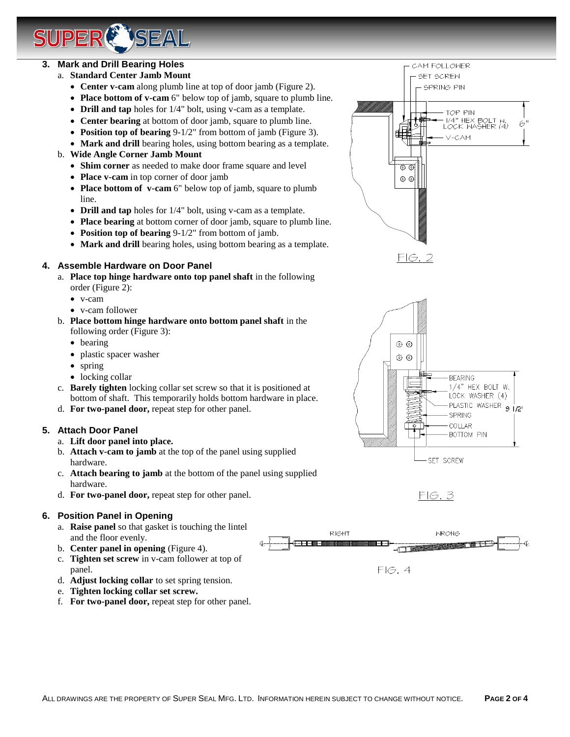### 3. Mark and Drill Bearing Holes

a. **Standard Center Jamb Mount**
   - **Center v-cam** along plumb line at top of door jamb (Figure 2).
   - **Place bottom of v-cam** 6" below top of jamb, square to plumb line.
   - **Drill and tap** holes for 1/4" bolt, using v-cam as a template.
   - **Center bearing** at bottom of door jamb, square to plumb line.
   - **Position top of bearing** 9-1/2" from bottom of jamb (Figure 3).
   - **Mark and drill** bearing holes, using bottom bearing as a template.

b. **Wide Angle Corner Jamb Mount**
   - **Shim corner** as needed to make door frame square and level
   - **Place v-cam** in top corner of door jamb
   - **Place bottom of v-cam** 6" below top of jamb, square to plumb line.
   - **Drill and tap** holes for 1/4" bolt, using v-cam as a template.
   - **Place bearing** at bottom corner of door jamb, square to plumb line.
   - **Position top of bearing** 9-1/2" from bottom of jamb.
   - **Mark and drill** bearing holes, using bottom bearing as a template.

CAM FOLLOWER
SET SCREW
SPRING PIN
TOP PIN
1/4" HEX BOLT W. LOCK WASHER (4)
V-CAM
6"

FIG. 2

### 4. Assemble Hardware on Door Panel

a. **Place top hinge hardware onto top panel shaft** in the following order (Figure 2):
   - v-cam
   - v-cam follower

b. **Place bottom hinge hardware onto bottom panel shaft** in the following order (Figure 3):
   - bearing
   - plastic spacer washer
   - spring
   - locking collar

c. **Barely tighten** locking collar set screw so that it is positioned at bottom of shaft. This temporarily holds bottom hardware in place.

d. **For two-panel door,** repeat step for other panel.

BEARING
1/4" HEX BOLT W. LOCK WASHER (4)
PLASTIC WASHER
SPRING
COLLAR
BOTTOM PIN
9 1/2"
SET SCREW

FIG. 3

### 5. Attach Door Panel

a. **Lift door panel into place.**

b. **Attach v-cam to jamb** at the top of the panel using supplied hardware.

c. **Attach bearing to jamb** at the bottom of the panel using supplied hardware.

d. **For two-panel door,** repeat step for other panel.

### 6. Position Panel in Opening

a. **Raise panel** so that gasket is touching the lintel and the floor evenly.

b. **Center panel in opening** (Figure 4).

c. **Tighten set screw** in v-cam follower at top of panel.

d. **Adjust locking collar** to set spring tension.

e. **Tighten locking collar set screw.**

f. **For two-panel door,** repeat step for other panel.

RIGHT
WRONG

FIG. 4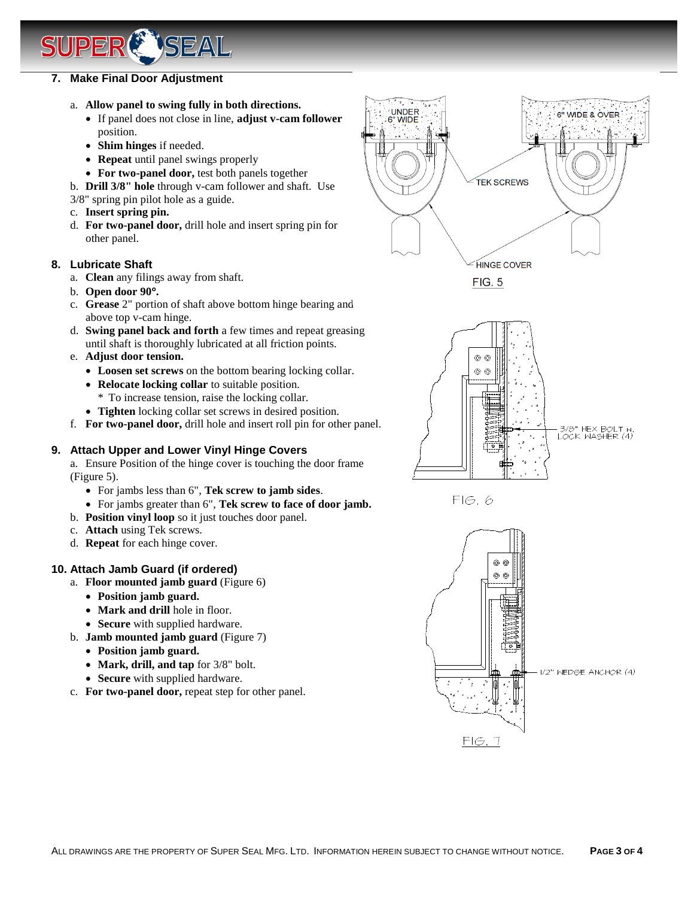## 7. Make Final Door Adjustment

a. **Allow panel to swing fully in both directions.**
   - If panel does not close in line, **adjust v-cam follower** position.
   - **Shim hinges** if needed.
   - **Repeat** until panel swings properly
   - **For two-panel door,** test both panels together

b. **Drill 3/8" hole** through v-cam follower and shaft. Use 3/8" spring pin pilot hole as a guide.

c. **Insert spring pin.**

d. **For two-panel door,** drill hole and insert spring pin for other panel.

## 8. Lubricate Shaft

a. **Clean** any filings away from shaft.

b. **Open door 90°.**

c. **Grease** 2" portion of shaft above bottom hinge bearing and above top v-cam hinge.

d. **Swing panel back and forth** a few times and repeat greasing until shaft is thoroughly lubricated at all friction points.

e. **Adjust door tension.**
   - **Loosen set screws** on the bottom bearing locking collar.
   - **Relocate locking collar** to suitable position.
     * To increase tension, raise the locking collar.
   - **Tighten** locking collar set screws in desired position.

f. **For two-panel door,** drill hole and insert roll pin for other panel.

## 9. Attach Upper and Lower Vinyl Hinge Covers

a. Ensure Position of the hinge cover is touching the door frame (Figure 5).
   - For jambs less than 6", **Tek screw to jamb sides**.
   - For jambs greater than 6", **Tek screw to face of door jamb.**

b. **Position vinyl loop** so it just touches door panel.

c. **Attach** using Tek screws.

d. **Repeat** for each hinge cover.

## 10. Attach Jamb Guard (if ordered)

a. **Floor mounted jamb guard** (Figure 6)
   - **Position jamb guard.**
   - **Mark and drill** hole in floor.
   - **Secure** with supplied hardware.

b. **Jamb mounted jamb guard** (Figure 7)
   - **Position jamb guard.**
   - **Mark, drill, and tap** for 3/8" bolt.
   - **Secure** with supplied hardware.

c. **For two-panel door,** repeat step for other panel.

UNDER 6" WIDE — 6" WIDE & OVER — TEK SCREWS — HINGE COVER

FIG. 5

3/8" HEX BOLT W. LOCK WASHER (4)

FIG. 6

1/2" WEDGE ANCHOR (4)

FIG. 7

ALL DRAWINGS ARE THE PROPERTY OF SUPER SEAL MFG. LTD. INFORMATION HEREIN SUBJECT TO CHANGE WITHOUT NOTICE.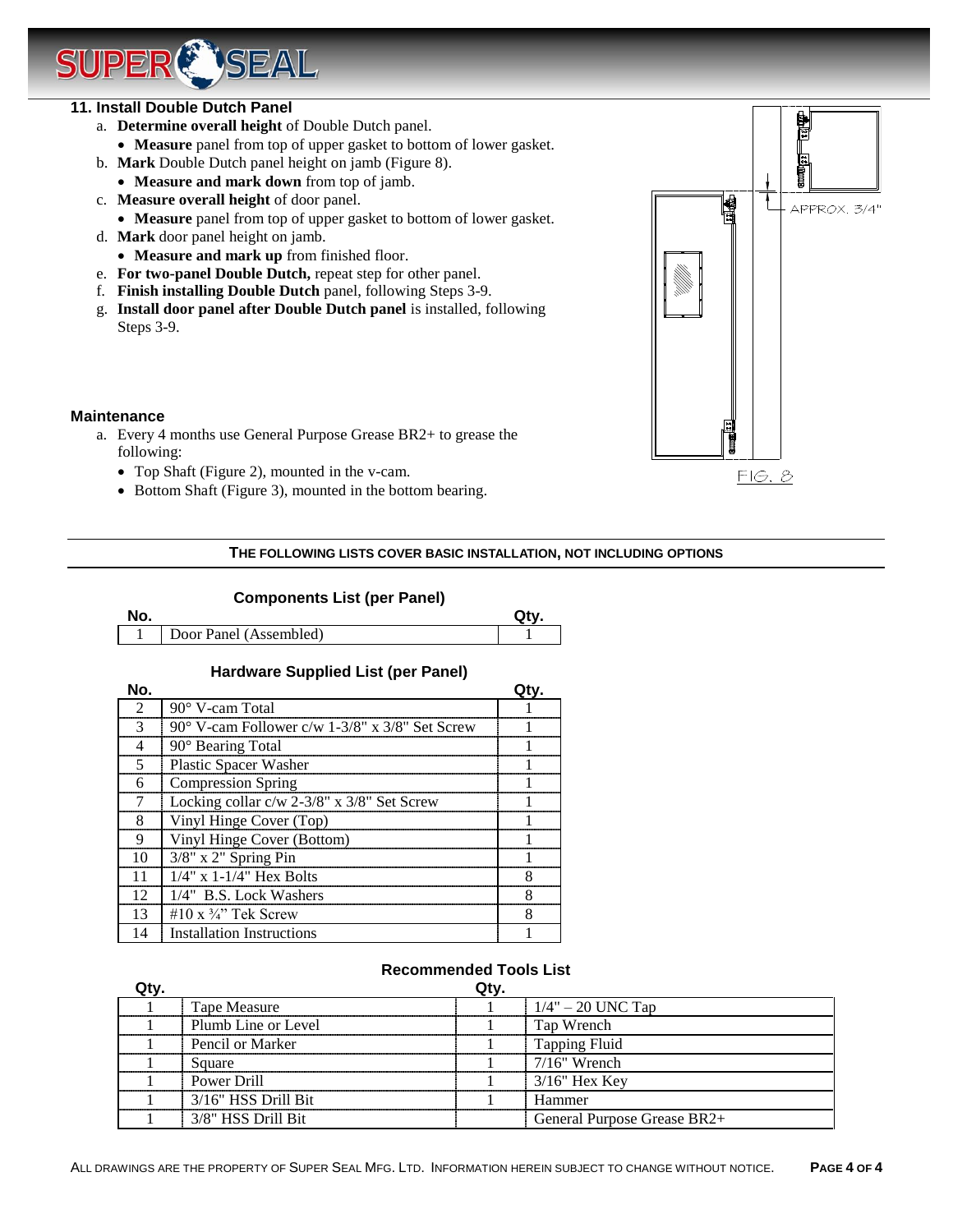## 11. Install Double Dutch Panel

a. **Determine overall height** of Double Dutch panel.
   - **Measure** panel from top of upper gasket to bottom of lower gasket.

b. **Mark** Double Dutch panel height on jamb (Figure 8).
   - **Measure and mark down** from top of jamb.

c. **Measure overall height** of door panel.
   - **Measure** panel from top of upper gasket to bottom of lower gasket.

d. **Mark** door panel height on jamb.
   - **Measure and mark up** from finished floor.

e. **For two-panel Double Dutch,** repeat step for other panel.

f. **Finish installing Double Dutch** panel, following Steps 3-9.

g. **Install door panel after Double Dutch panel** is installed, following Steps 3-9.

APPROX. 3/4"

FIG. 8

## Maintenance

a. Every 4 months use General Purpose Grease BR2+ to grease the following:
   - Top Shaft (Figure 2), mounted in the v-cam.
   - Bottom Shaft (Figure 3), mounted in the bottom bearing.

---

**THE FOLLOWING LISTS COVER BASIC INSTALLATION, NOT INCLUDING OPTIONS**

---

### Components List (per Panel)

| No. | | Qty. |
|---|---|---|
| 1 | Door Panel (Assembled) | 1 |

### Hardware Supplied List (per Panel)

| No. | | Qty. |
|---|---|---|
| 2 | 90° V-cam Total | 1 |
| 3 | 90° V-cam Follower c/w 1-3/8" x 3/8" Set Screw | 1 |
| 4 | 90° Bearing Total | 1 |
| 5 | Plastic Spacer Washer | 1 |
| 6 | Compression Spring | 1 |
| 7 | Locking collar c/w 2-3/8" x 3/8" Set Screw | 1 |
| 8 | Vinyl Hinge Cover (Top) | 1 |
| 9 | Vinyl Hinge Cover (Bottom) | 1 |
| 10 | 3/8" x 2" Spring Pin | 1 |
| 11 | 1/4" x 1-1/4" Hex Bolts | 8 |
| 12 | 1/4" B.S. Lock Washers | 8 |
| 13 | #10 x ¾" Tek Screw | 8 |
| 14 | Installation Instructions | 1 |

### Recommended Tools List

| Qty. | | Qty. | |
|---|---|---|---|
| 1 | Tape Measure | 1 | 1/4" – 20 UNC Tap |
| 1 | Plumb Line or Level | 1 | Tap Wrench |
| 1 | Pencil or Marker | 1 | Tapping Fluid |
| 1 | Square | 1 | 7/16" Wrench |
| 1 | Power Drill | 1 | 3/16" Hex Key |
| 1 | 3/16" HSS Drill Bit | 1 | Hammer |
| 1 | 3/8" HSS Drill Bit | | General Purpose Grease BR2+ |

ALL DRAWINGS ARE THE PROPERTY OF SUPER SEAL MFG. LTD. INFORMATION HEREIN SUBJECT TO CHANGE WITHOUT NOTICE.